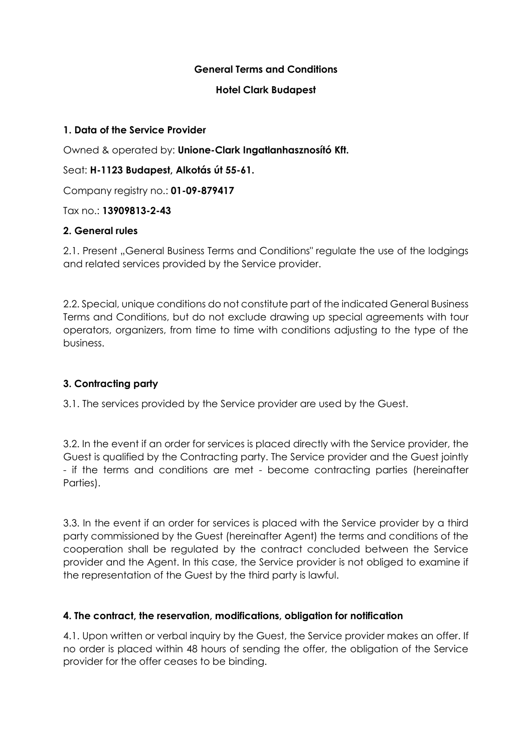**General Terms and Conditions**

**Hotel Clark Budapest**

### 1. Data of the Service Provider

Owned & operated by: **Unione-Clark Ingatlanhasznosító Kft.**

Seat: **H-1123 Budapest, Alkotás út 55-61.**

Company registry no.: **01-09-879417**

Tax no.: **13909813-2-43**

### 2. General rules

2.1. Present „General Business Terms and Conditions" regulate the use of the lodgings and related services provided by the Service provider.

2.2. Special, unique conditions do not constitute part of the indicated General Business Terms and Conditions, but do not exclude drawing up special agreements with tour operators, organizers, from time to time with conditions adjusting to the type of the business.

### 3. Contracting party

3.1. The services provided by the Service provider are used by the Guest.

3.2. In the event if an order for services is placed directly with the Service provider, the Guest is qualified by the Contracting party. The Service provider and the Guest jointly - if the terms and conditions are met - become contracting parties (hereinafter Parties).

3.3. In the event if an order for services is placed with the Service provider by a third party commissioned by the Guest (hereinafter Agent) the terms and conditions of the cooperation shall be regulated by the contract concluded between the Service provider and the Agent. In this case, the Service provider is not obliged to examine if the representation of the Guest by the third party is lawful.

### 4. The contract, the reservation, modifications, obligation for notification

4.1. Upon written or verbal inquiry by the Guest, the Service provider makes an offer. If no order is placed within 48 hours of sending the offer, the obligation of the Service provider for the offer ceases to be binding.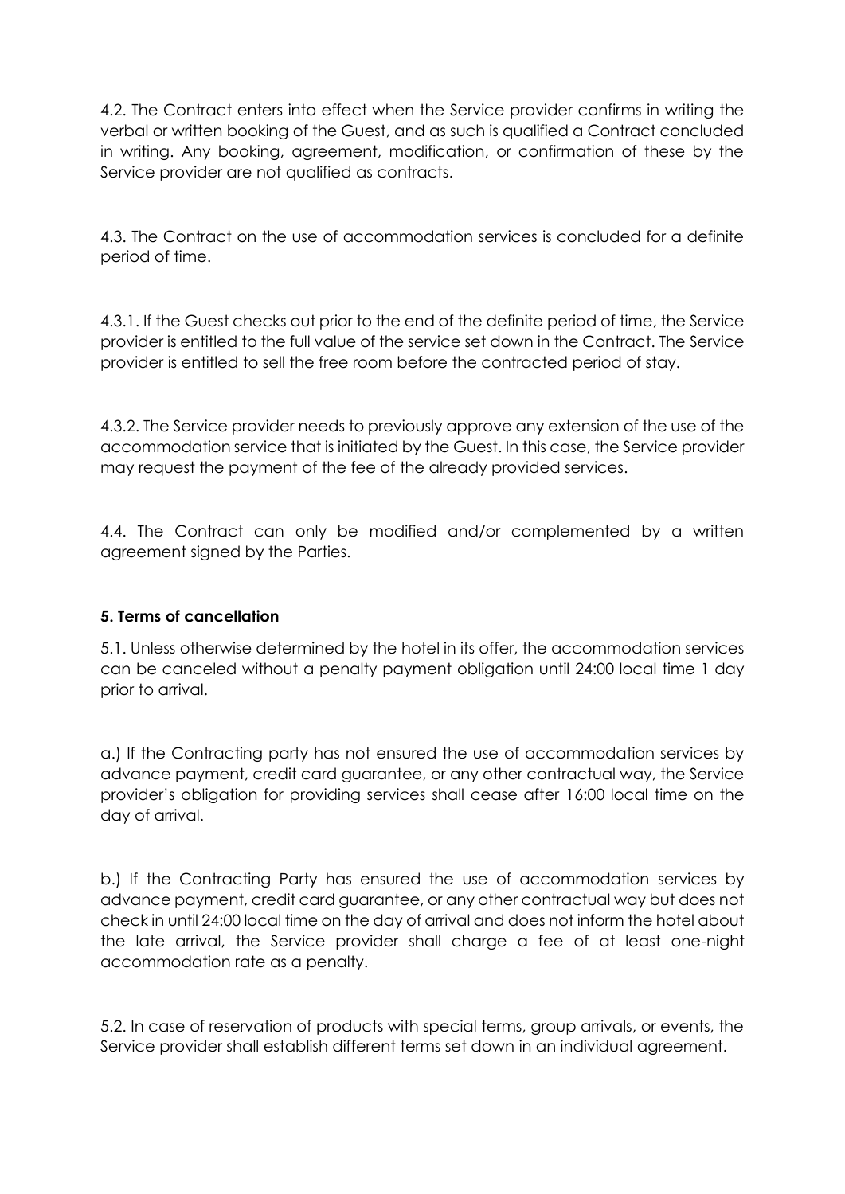4.2. The Contract enters into effect when the Service provider confirms in writing the verbal or written booking of the Guest, and as such is qualified a Contract concluded in writing. Any booking, agreement, modification, or confirmation of these by the Service provider are not qualified as contracts.

4.3. The Contract on the use of accommodation services is concluded for a definite period of time.

4.3.1. If the Guest checks out prior to the end of the definite period of time, the Service provider is entitled to the full value of the service set down in the Contract. The Service provider is entitled to sell the free room before the contracted period of stay.

4.3.2. The Service provider needs to previously approve any extension of the use of the accommodation service that is initiated by the Guest. In this case, the Service provider may request the payment of the fee of the already provided services.

4.4. The Contract can only be modified and/or complemented by a written agreement signed by the Parties.

### 5. Terms of cancellation

5.1. Unless otherwise determined by the hotel in its offer, the accommodation services can be canceled without a penalty payment obligation until 24:00 local time 1 day prior to arrival.

a.) If the Contracting party has not ensured the use of accommodation services by advance payment, credit card guarantee, or any other contractual way, the Service provider's obligation for providing services shall cease after 16:00 local time on the day of arrival.

b.) If the Contracting Party has ensured the use of accommodation services by advance payment, credit card guarantee, or any other contractual way but does not check in until 24:00 local time on the day of arrival and does not inform the hotel about the late arrival, the Service provider shall charge a fee of at least one-night accommodation rate as a penalty.

5.2. In case of reservation of products with special terms, group arrivals, or events, the Service provider shall establish different terms set down in an individual agreement.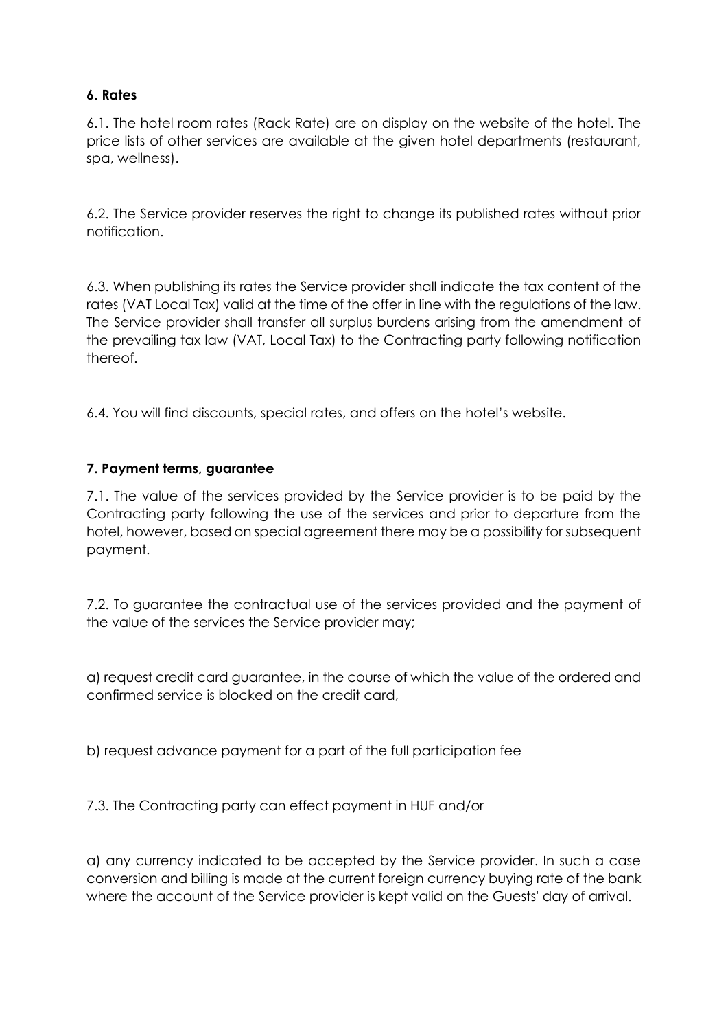### 6. Rates

6.1. The hotel room rates (Rack Rate) are on display on the website of the hotel. The price lists of other services are available at the given hotel departments (restaurant, spa, wellness).

6.2. The Service provider reserves the right to change its published rates without prior notification.

6.3. When publishing its rates the Service provider shall indicate the tax content of the rates (VAT Local Tax) valid at the time of the offer in line with the regulations of the law. The Service provider shall transfer all surplus burdens arising from the amendment of the prevailing tax law (VAT, Local Tax) to the Contracting party following notification thereof.

6.4. You will find discounts, special rates, and offers on the hotel's website.

### 7. Payment terms, guarantee

7.1. The value of the services provided by the Service provider is to be paid by the Contracting party following the use of the services and prior to departure from the hotel, however, based on special agreement there may be a possibility for subsequent payment.

7.2. To guarantee the contractual use of the services provided and the payment of the value of the services the Service provider may;

a) request credit card guarantee, in the course of which the value of the ordered and confirmed service is blocked on the credit card,

b) request advance payment for a part of the full participation fee

7.3. The Contracting party can effect payment in HUF and/or

a) any currency indicated to be accepted by the Service provider. In such a case conversion and billing is made at the current foreign currency buying rate of the bank where the account of the Service provider is kept valid on the Guests' day of arrival.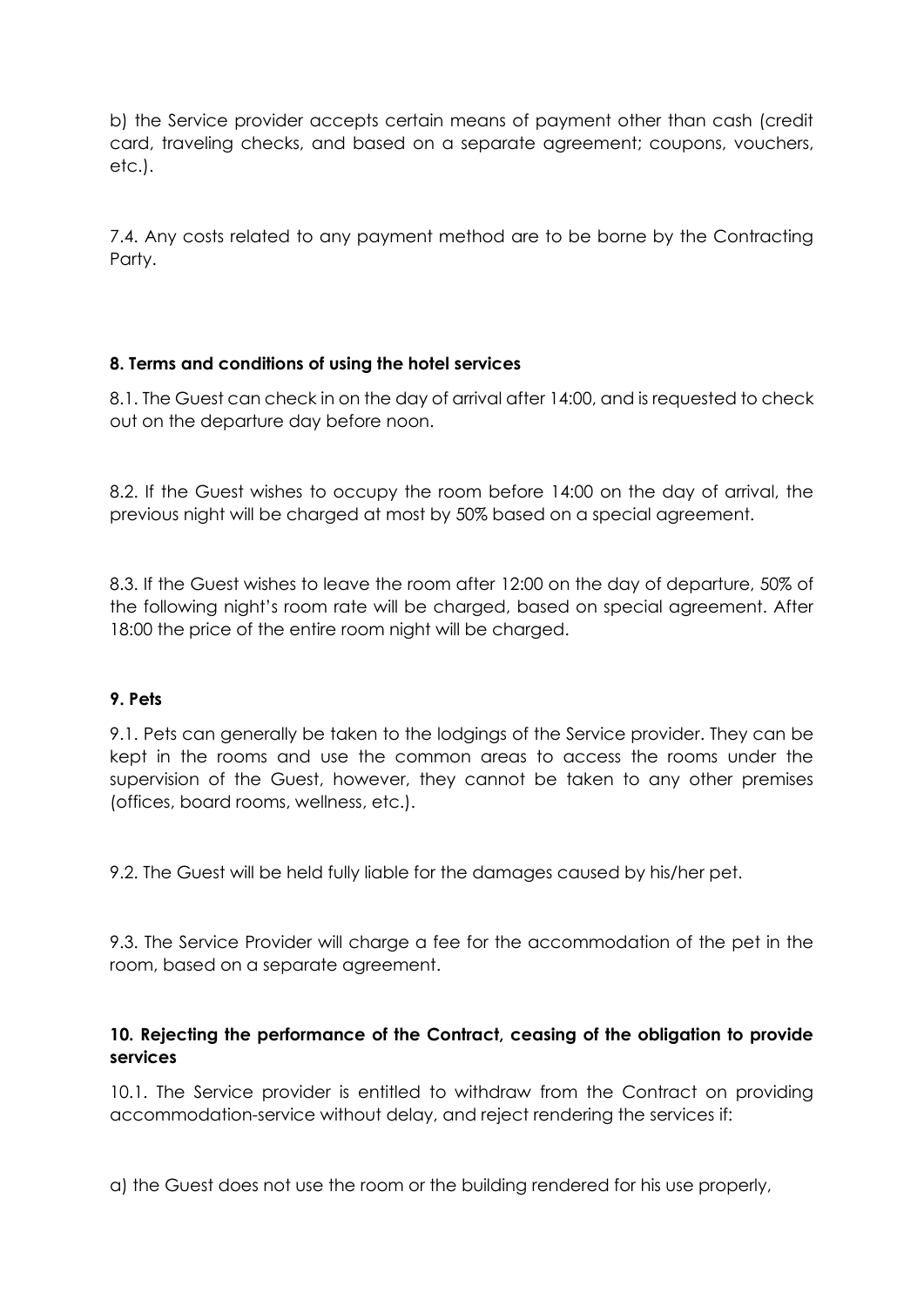b) the Service provider accepts certain means of payment other than cash (credit card, traveling checks, and based on a separate agreement; coupons, vouchers, etc.).

7.4. Any costs related to any payment method are to be borne by the Contracting Party.

## 8. Terms and conditions of using the hotel services

8.1. The Guest can check in on the day of arrival after 14:00, and is requested to check out on the departure day before noon.

8.2. If the Guest wishes to occupy the room before 14:00 on the day of arrival, the previous night will be charged at most by 50% based on a special agreement.

8.3. If the Guest wishes to leave the room after 12:00 on the day of departure, 50% of the following night's room rate will be charged, based on special agreement. After 18:00 the price of the entire room night will be charged.

## 9. Pets

9.1. Pets can generally be taken to the lodgings of the Service provider. They can be kept in the rooms and use the common areas to access the rooms under the supervision of the Guest, however, they cannot be taken to any other premises (offices, board rooms, wellness, etc.).

9.2. The Guest will be held fully liable for the damages caused by his/her pet.

9.3. The Service Provider will charge a fee for the accommodation of the pet in the room, based on a separate agreement.

## 10. Rejecting the performance of the Contract, ceasing of the obligation to provide services

10.1. The Service provider is entitled to withdraw from the Contract on providing accommodation-service without delay, and reject rendering the services if:

a) the Guest does not use the room or the building rendered for his use properly,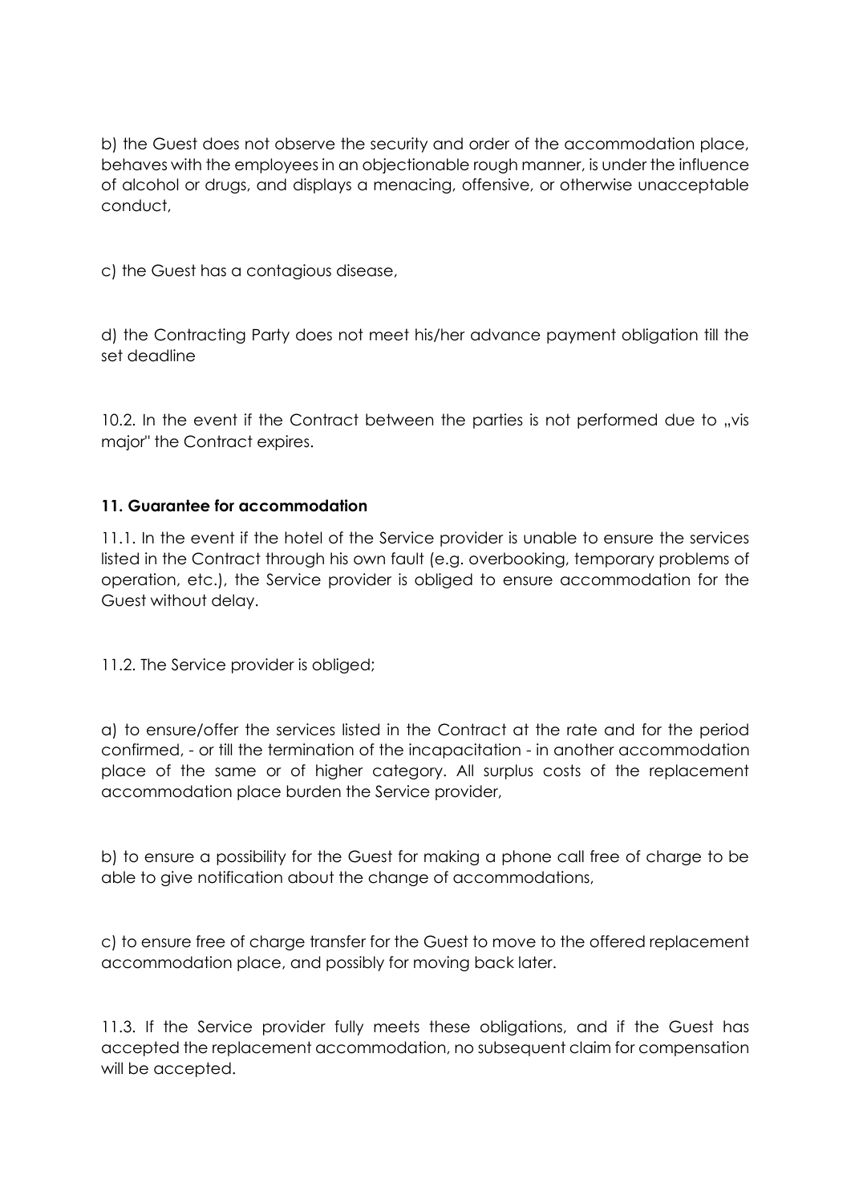b) the Guest does not observe the security and order of the accommodation place, behaves with the employees in an objectionable rough manner, is under the influence of alcohol or drugs, and displays a menacing, offensive, or otherwise unacceptable conduct,

c) the Guest has a contagious disease,

d) the Contracting Party does not meet his/her advance payment obligation till the set deadline

10.2. In the event if the Contract between the parties is not performed due to „vis major" the Contract expires.

#### 11. Guarantee for accommodation

11.1. In the event if the hotel of the Service provider is unable to ensure the services listed in the Contract through his own fault (e.g. overbooking, temporary problems of operation, etc.), the Service provider is obliged to ensure accommodation for the Guest without delay.

11.2. The Service provider is obliged;

a) to ensure/offer the services listed in the Contract at the rate and for the period confirmed, - or till the termination of the incapacitation - in another accommodation place of the same or of higher category. All surplus costs of the replacement accommodation place burden the Service provider,

b) to ensure a possibility for the Guest for making a phone call free of charge to be able to give notification about the change of accommodations,

c) to ensure free of charge transfer for the Guest to move to the offered replacement accommodation place, and possibly for moving back later.

11.3. If the Service provider fully meets these obligations, and if the Guest has accepted the replacement accommodation, no subsequent claim for compensation will be accepted.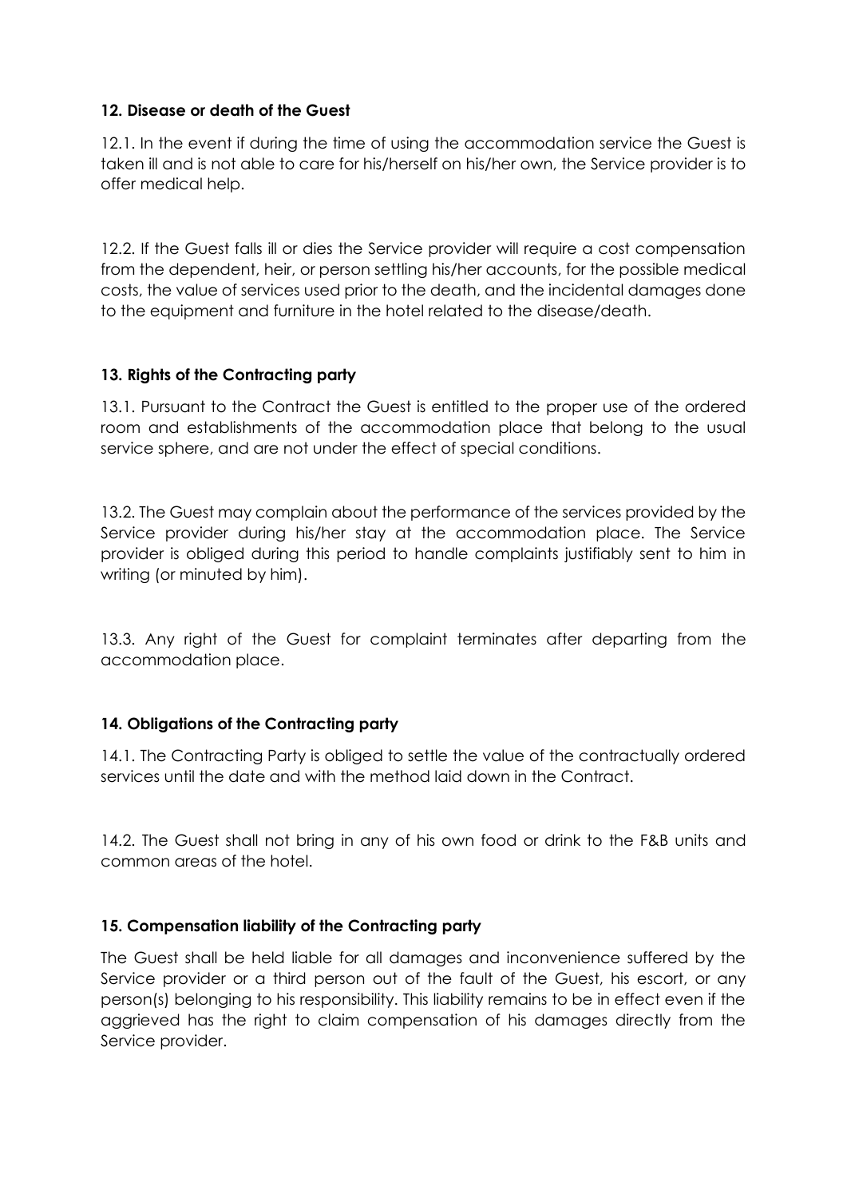## 12. Disease or death of the Guest

12.1. In the event if during the time of using the accommodation service the Guest is taken ill and is not able to care for his/herself on his/her own, the Service provider is to offer medical help.

12.2. If the Guest falls ill or dies the Service provider will require a cost compensation from the dependent, heir, or person settling his/her accounts, for the possible medical costs, the value of services used prior to the death, and the incidental damages done to the equipment and furniture in the hotel related to the disease/death.

## 13. Rights of the Contracting party

13.1. Pursuant to the Contract the Guest is entitled to the proper use of the ordered room and establishments of the accommodation place that belong to the usual service sphere, and are not under the effect of special conditions.

13.2. The Guest may complain about the performance of the services provided by the Service provider during his/her stay at the accommodation place. The Service provider is obliged during this period to handle complaints justifiably sent to him in writing (or minuted by him).

13.3. Any right of the Guest for complaint terminates after departing from the accommodation place.

## 14. Obligations of the Contracting party

14.1. The Contracting Party is obliged to settle the value of the contractually ordered services until the date and with the method laid down in the Contract.

14.2. The Guest shall not bring in any of his own food or drink to the F&B units and common areas of the hotel.

## 15. Compensation liability of the Contracting party

The Guest shall be held liable for all damages and inconvenience suffered by the Service provider or a third person out of the fault of the Guest, his escort, or any person(s) belonging to his responsibility. This liability remains to be in effect even if the aggrieved has the right to claim compensation of his damages directly from the Service provider.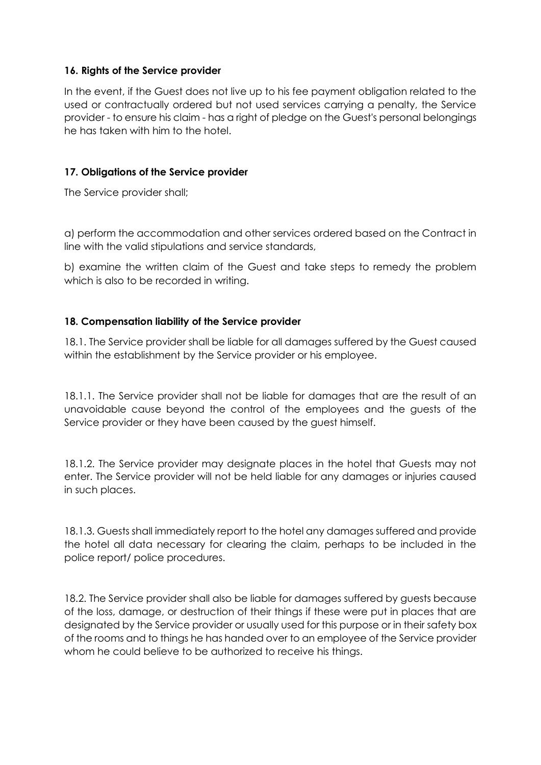### 16. Rights of the Service provider

In the event, if the Guest does not live up to his fee payment obligation related to the used or contractually ordered but not used services carrying a penalty, the Service provider - to ensure his claim - has a right of pledge on the Guest's personal belongings he has taken with him to the hotel.

### 17. Obligations of the Service provider

The Service provider shall;

a) perform the accommodation and other services ordered based on the Contract in line with the valid stipulations and service standards,

b) examine the written claim of the Guest and take steps to remedy the problem which is also to be recorded in writing.

### 18. Compensation liability of the Service provider

18.1. The Service provider shall be liable for all damages suffered by the Guest caused within the establishment by the Service provider or his employee.

18.1.1. The Service provider shall not be liable for damages that are the result of an unavoidable cause beyond the control of the employees and the guests of the Service provider or they have been caused by the guest himself.

18.1.2. The Service provider may designate places in the hotel that Guests may not enter. The Service provider will not be held liable for any damages or injuries caused in such places.

18.1.3. Guests shall immediately report to the hotel any damages suffered and provide the hotel all data necessary for clearing the claim, perhaps to be included in the police report/ police procedures.

18.2. The Service provider shall also be liable for damages suffered by guests because of the loss, damage, or destruction of their things if these were put in places that are designated by the Service provider or usually used for this purpose or in their safety box of the rooms and to things he has handed over to an employee of the Service provider whom he could believe to be authorized to receive his things.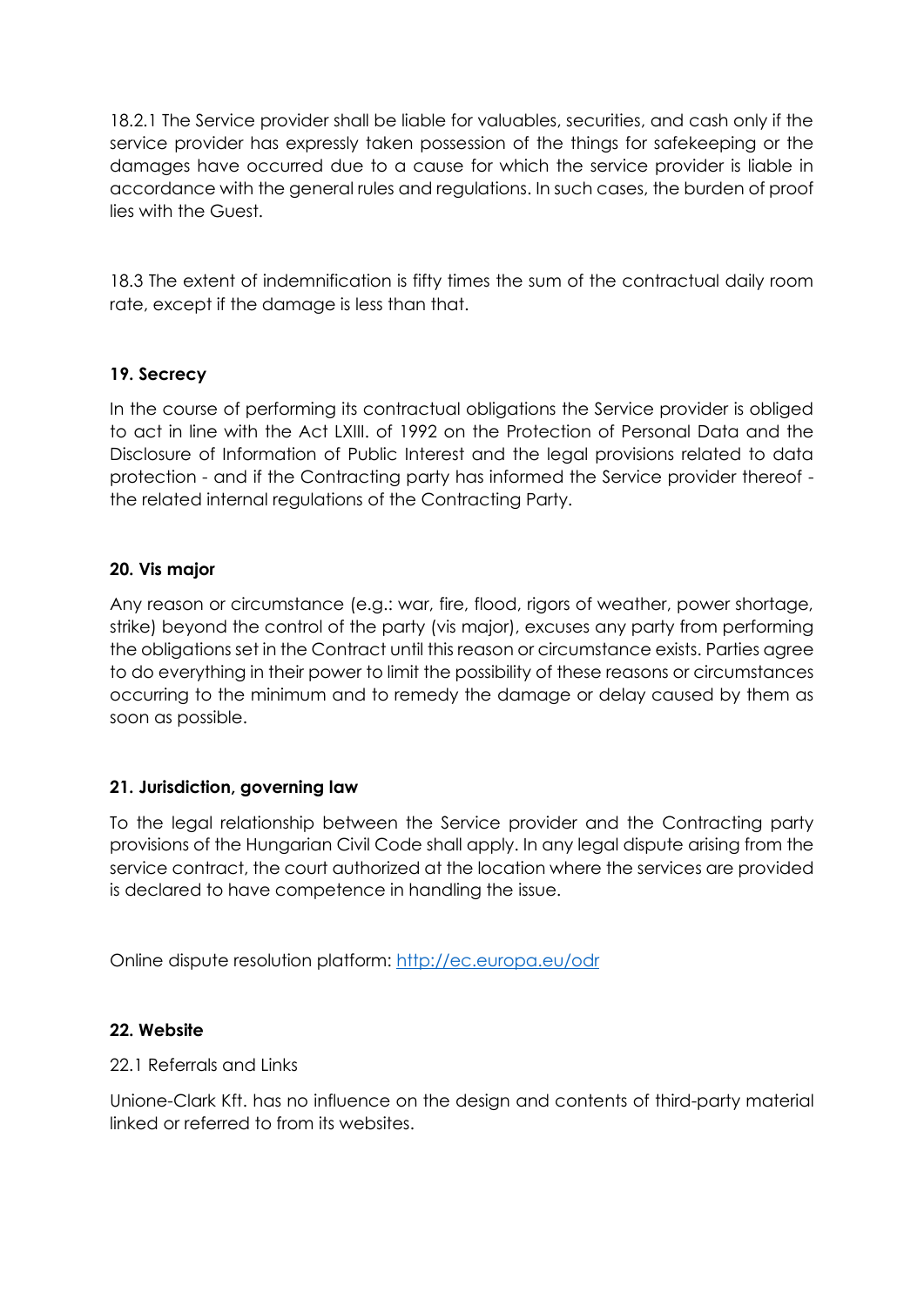18.2.1 The Service provider shall be liable for valuables, securities, and cash only if the service provider has expressly taken possession of the things for safekeeping or the damages have occurred due to a cause for which the service provider is liable in accordance with the general rules and regulations. In such cases, the burden of proof lies with the Guest.

18.3 The extent of indemnification is fifty times the sum of the contractual daily room rate, except if the damage is less than that.

## 19. Secrecy

In the course of performing its contractual obligations the Service provider is obliged to act in line with the Act LXIII. of 1992 on the Protection of Personal Data and the Disclosure of Information of Public Interest and the legal provisions related to data protection - and if the Contracting party has informed the Service provider thereof - the related internal regulations of the Contracting Party.

## 20. Vis major

Any reason or circumstance (e.g.: war, fire, flood, rigors of weather, power shortage, strike) beyond the control of the party (vis major), excuses any party from performing the obligations set in the Contract until this reason or circumstance exists. Parties agree to do everything in their power to limit the possibility of these reasons or circumstances occurring to the minimum and to remedy the damage or delay caused by them as soon as possible.

## 21. Jurisdiction, governing law

To the legal relationship between the Service provider and the Contracting party provisions of the Hungarian Civil Code shall apply. In any legal dispute arising from the service contract, the court authorized at the location where the services are provided is declared to have competence in handling the issue.

Online dispute resolution platform: [http://ec.europa.eu/odr](http://ec.europa.eu/odr)

## 22. Website

22.1 Referrals and Links

Unione-Clark Kft. has no influence on the design and contents of third-party material linked or referred to from its websites.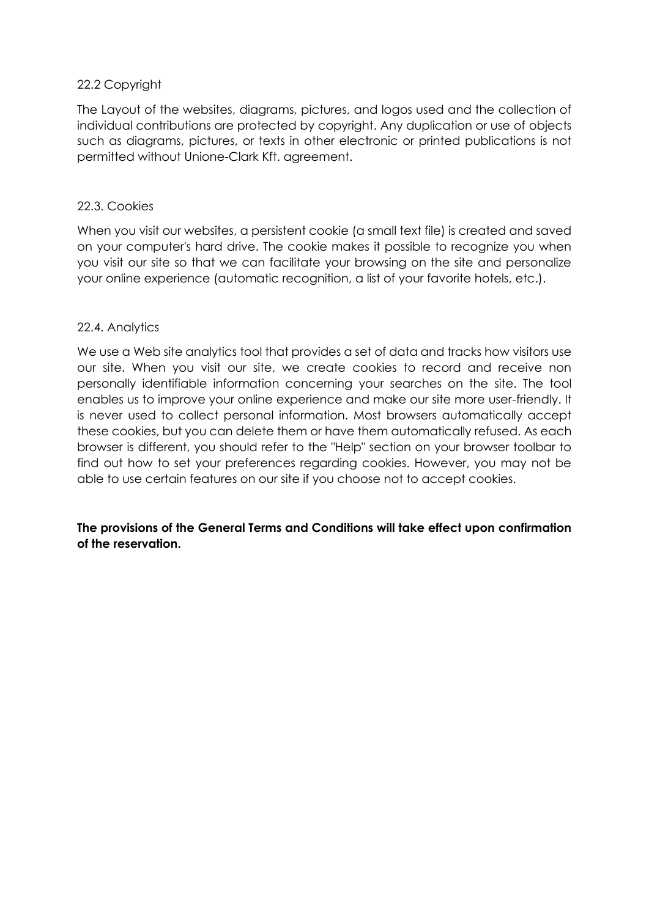### 22.2 Copyright

The Layout of the websites, diagrams, pictures, and logos used and the collection of individual contributions are protected by copyright. Any duplication or use of objects such as diagrams, pictures, or texts in other electronic or printed publications is not permitted without Unione-Clark Kft. agreement.

### 22.3. Cookies

When you visit our websites, a persistent cookie (a small text file) is created and saved on your computer's hard drive. The cookie makes it possible to recognize you when you visit our site so that we can facilitate your browsing on the site and personalize your online experience (automatic recognition, a list of your favorite hotels, etc.).

### 22.4. Analytics

We use a Web site analytics tool that provides a set of data and tracks how visitors use our site. When you visit our site, we create cookies to record and receive non personally identifiable information concerning your searches on the site. The tool enables us to improve your online experience and make our site more user-friendly. It is never used to collect personal information. Most browsers automatically accept these cookies, but you can delete them or have them automatically refused. As each browser is different, you should refer to the "Help" section on your browser toolbar to find out how to set your preferences regarding cookies. However, you may not be able to use certain features on our site if you choose not to accept cookies.

**The provisions of the General Terms and Conditions will take effect upon confirmation of the reservation.**